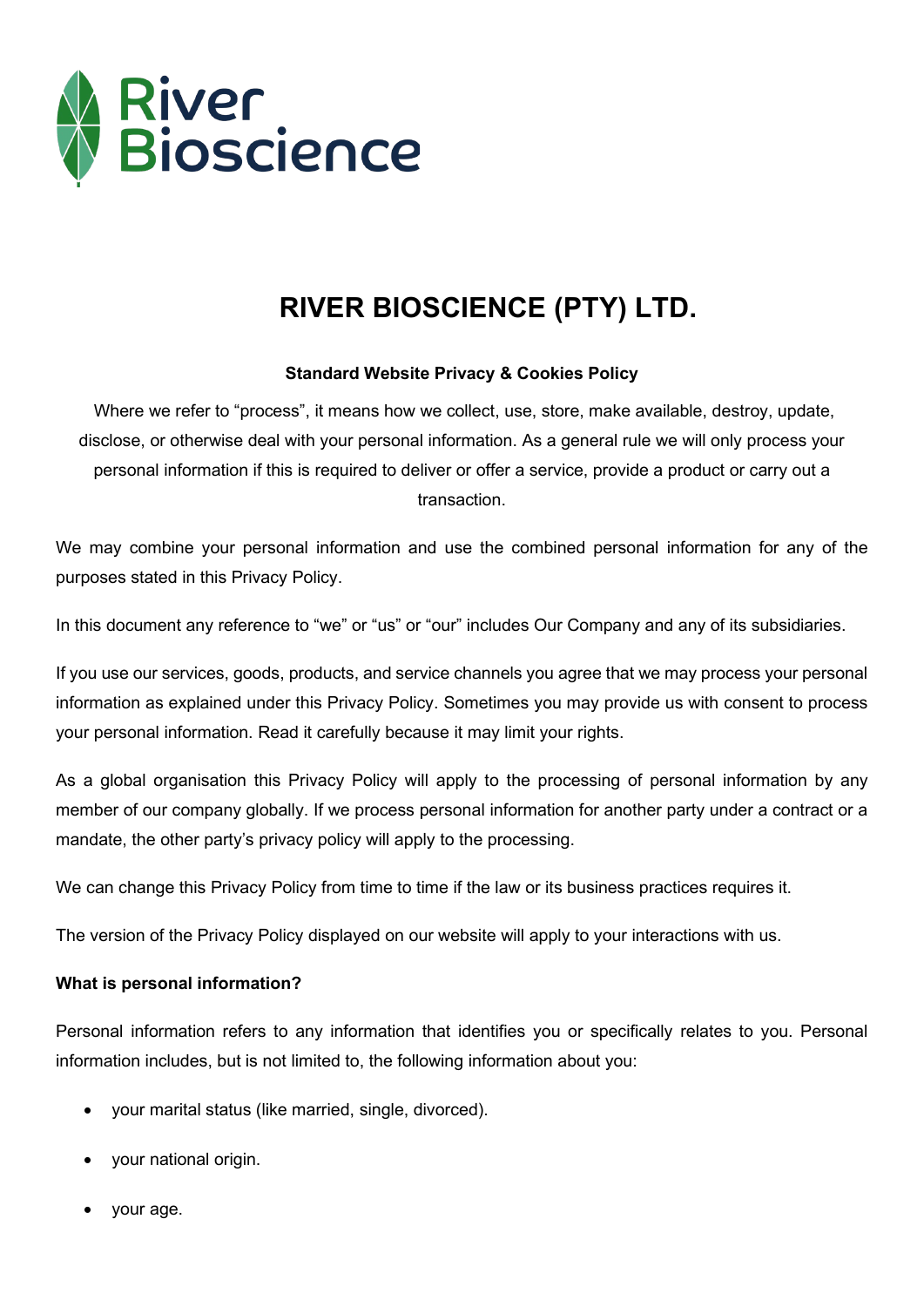# RIVER BIOSCIENCE (PTY) LTD.

**Standard Website Privacy & Cookies Policy**

Where we refer to "process", it means how we collect, use, store, make available, destroy, update, disclose, or otherwise deal with your personal information. As a general rule we will only process your personal information if this is required to deliver or offer a service, provide a product or carry out a transaction.

We may combine your personal information and use the combined personal information for any of the purposes stated in this Privacy Policy.

In this document any reference to "we" or "us" or "our" includes Our Company and any of its subsidiaries.

If you use our services, goods, products, and service channels you agree that we may process your personal information as explained under this Privacy Policy. Sometimes you may provide us with consent to process your personal information. Read it carefully because it may limit your rights.

As a global organisation this Privacy Policy will apply to the processing of personal information by any member of our company globally. If we process personal information for another party under a contract or a mandate, the other party's privacy policy will apply to the processing.

We can change this Privacy Policy from time to time if the law or its business practices requires it.

The version of the Privacy Policy displayed on our website will apply to your interactions with us.

**What is personal information?**

Personal information refers to any information that identifies you or specifically relates to you. Personal information includes, but is not limited to, the following information about you:

- your marital status (like married, single, divorced).
- your national origin.
- your age.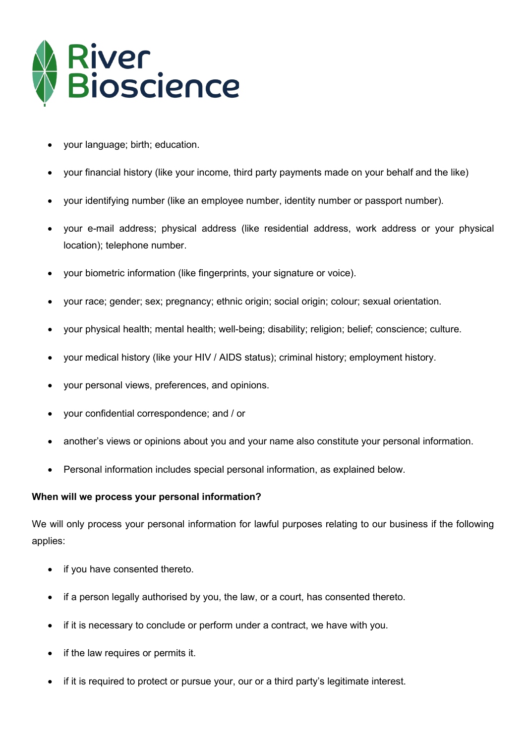- your language; birth; education.
- your financial history (like your income, third party payments made on your behalf and the like)
- your identifying number (like an employee number, identity number or passport number).
- your e-mail address; physical address (like residential address, work address or your physical location); telephone number.
- your biometric information (like fingerprints, your signature or voice).
- your race; gender; sex; pregnancy; ethnic origin; social origin; colour; sexual orientation.
- your physical health; mental health; well-being; disability; religion; belief; conscience; culture.
- your medical history (like your HIV / AIDS status); criminal history; employment history.
- your personal views, preferences, and opinions.
- your confidential correspondence; and / or
- another's views or opinions about you and your name also constitute your personal information.
- Personal information includes special personal information, as explained below.

**When will we process your personal information?**

We will only process your personal information for lawful purposes relating to our business if the following applies:

- if you have consented thereto.
- if a person legally authorised by you, the law, or a court, has consented thereto.
- if it is necessary to conclude or perform under a contract, we have with you.
- if the law requires or permits it.
- if it is required to protect or pursue your, our or a third party's legitimate interest.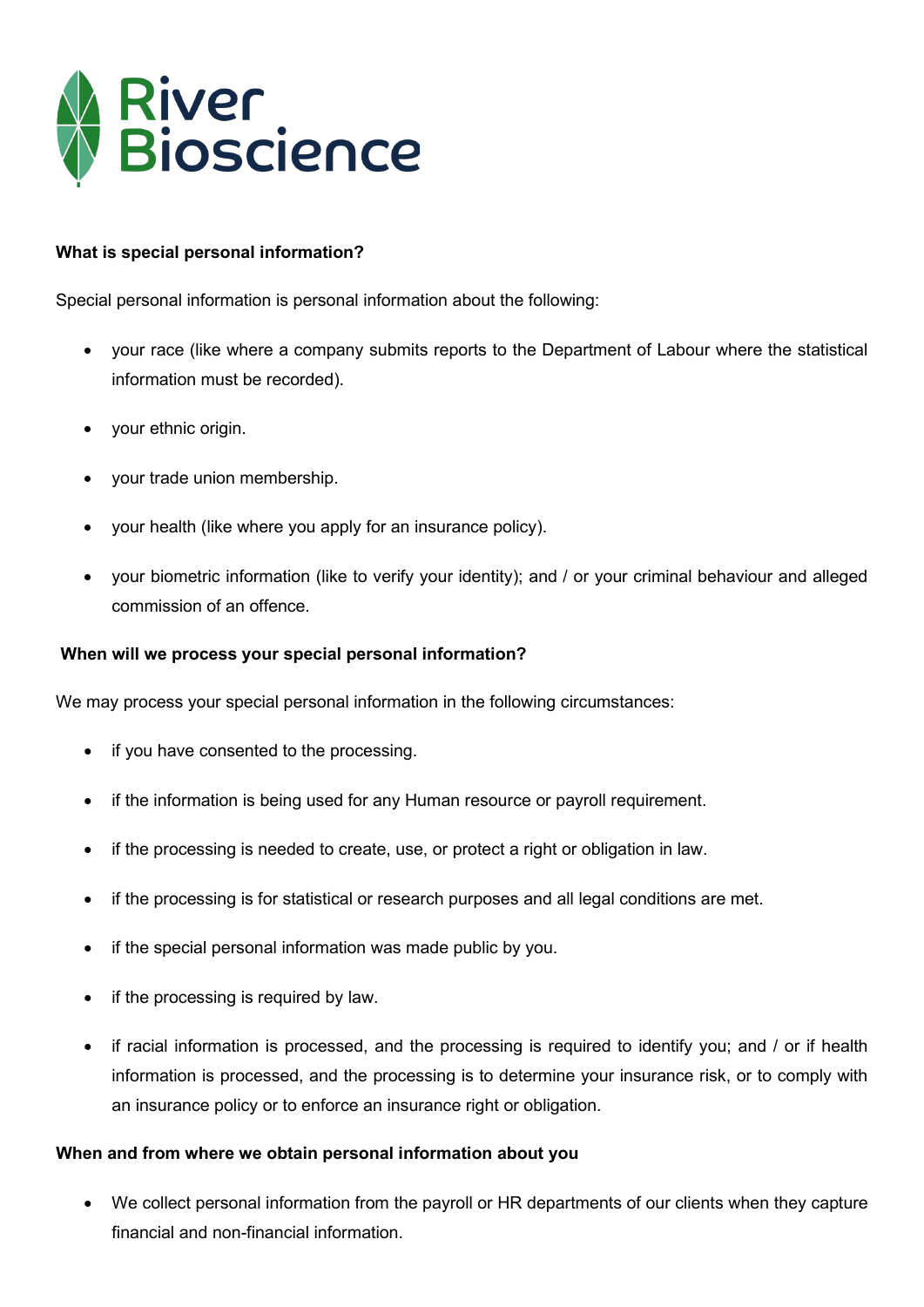**What is special personal information?**

Special personal information is personal information about the following:

- your race (like where a company submits reports to the Department of Labour where the statistical information must be recorded).
- your ethnic origin.
- your trade union membership.
- your health (like where you apply for an insurance policy).
- your biometric information (like to verify your identity); and / or your criminal behaviour and alleged commission of an offence.

**When will we process your special personal information?**

We may process your special personal information in the following circumstances:

- if you have consented to the processing.
- if the information is being used for any Human resource or payroll requirement.
- if the processing is needed to create, use, or protect a right or obligation in law.
- if the processing is for statistical or research purposes and all legal conditions are met.
- if the special personal information was made public by you.
- if the processing is required by law.
- if racial information is processed, and the processing is required to identify you; and / or if health information is processed, and the processing is to determine your insurance risk, or to comply with an insurance policy or to enforce an insurance right or obligation.

**When and from where we obtain personal information about you**

- We collect personal information from the payroll or HR departments of our clients when they capture financial and non-financial information.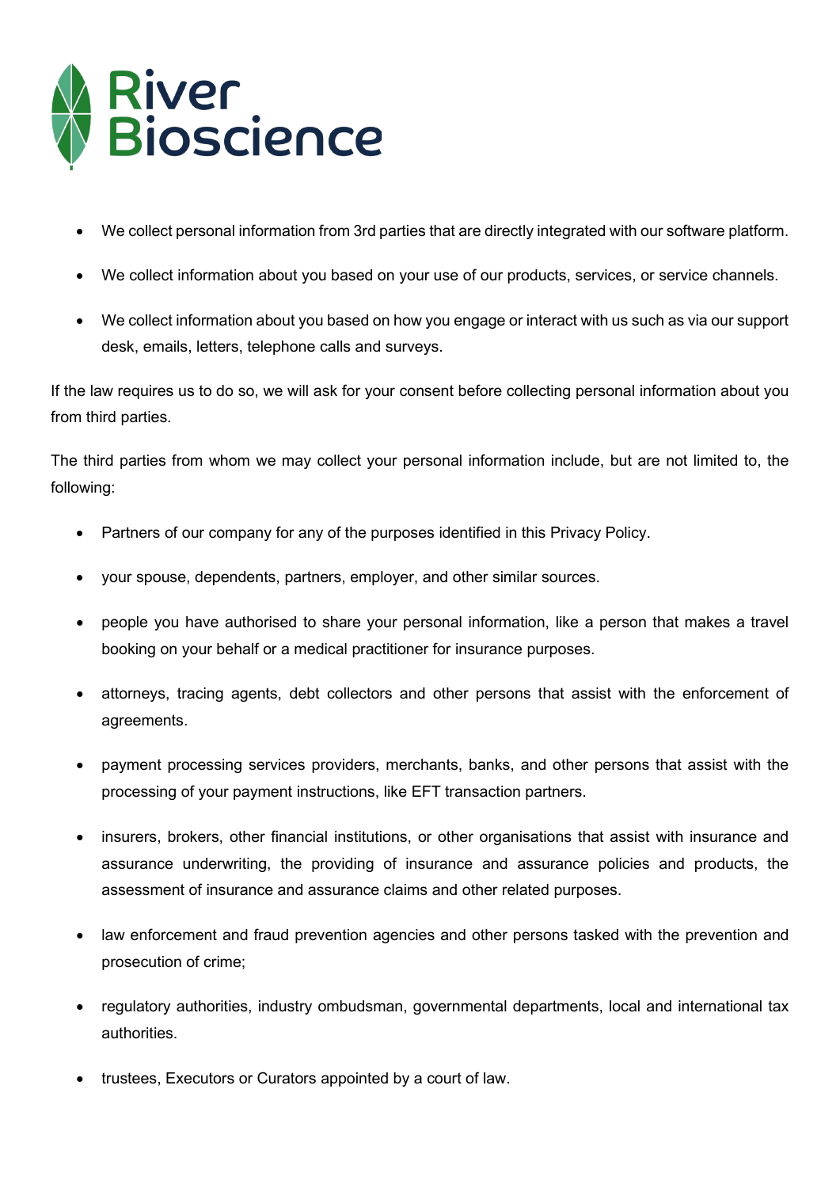- We collect personal information from 3rd parties that are directly integrated with our software platform.
- We collect information about you based on your use of our products, services, or service channels.
- We collect information about you based on how you engage or interact with us such as via our support desk, emails, letters, telephone calls and surveys.

If the law requires us to do so, we will ask for your consent before collecting personal information about you from third parties.

The third parties from whom we may collect your personal information include, but are not limited to, the following:

- Partners of our company for any of the purposes identified in this Privacy Policy.
- your spouse, dependents, partners, employer, and other similar sources.
- people you have authorised to share your personal information, like a person that makes a travel booking on your behalf or a medical practitioner for insurance purposes.
- attorneys, tracing agents, debt collectors and other persons that assist with the enforcement of agreements.
- payment processing services providers, merchants, banks, and other persons that assist with the processing of your payment instructions, like EFT transaction partners.
- insurers, brokers, other financial institutions, or other organisations that assist with insurance and assurance underwriting, the providing of insurance and assurance policies and products, the assessment of insurance and assurance claims and other related purposes.
- law enforcement and fraud prevention agencies and other persons tasked with the prevention and prosecution of crime;
- regulatory authorities, industry ombudsman, governmental departments, local and international tax authorities.
- trustees, Executors or Curators appointed by a court of law.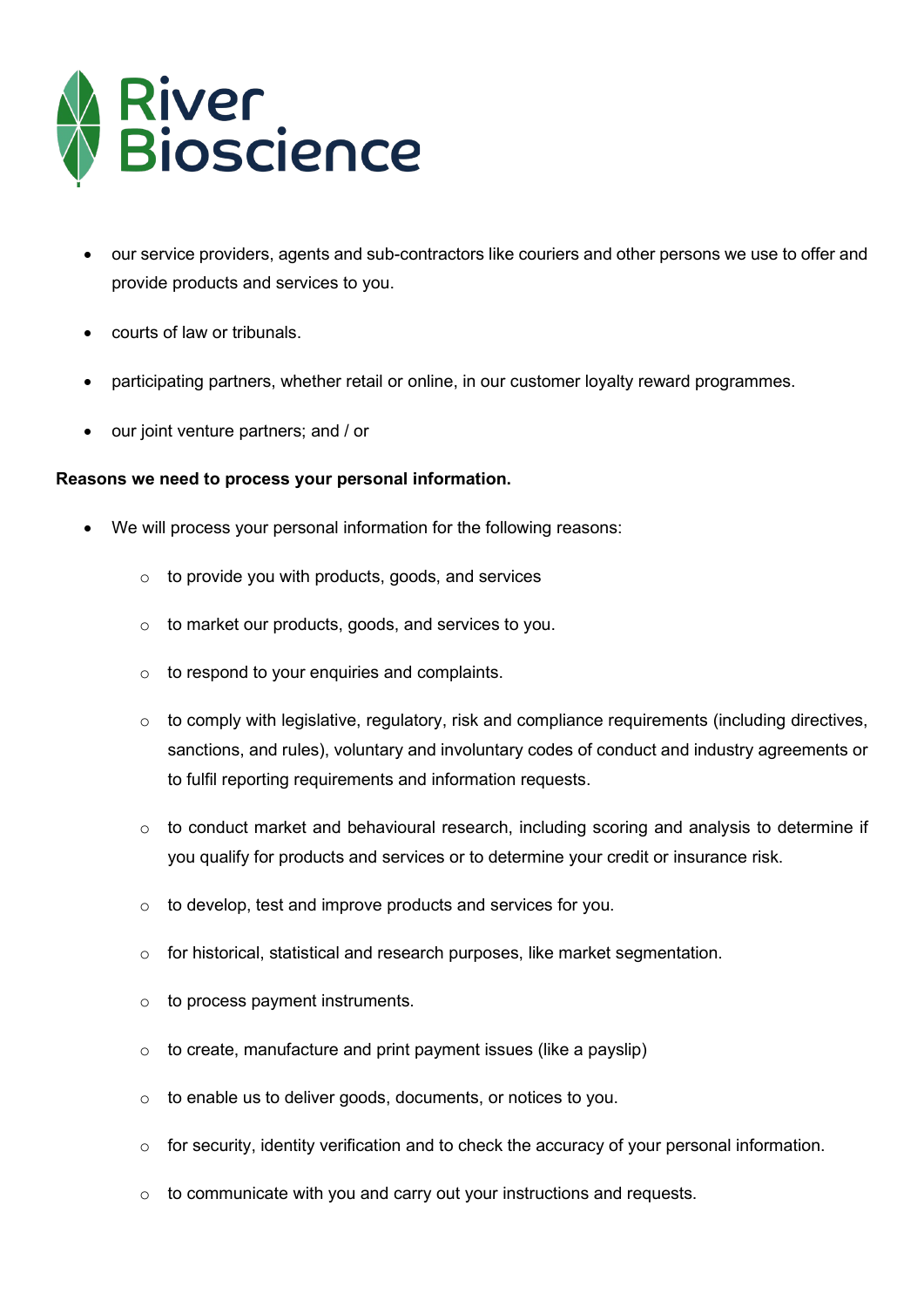- our service providers, agents and sub-contractors like couriers and other persons we use to offer and provide products and services to you.
- courts of law or tribunals.
- participating partners, whether retail or online, in our customer loyalty reward programmes.
- our joint venture partners; and / or

**Reasons we need to process your personal information.**

- We will process your personal information for the following reasons:
    - to provide you with products, goods, and services
    - to market our products, goods, and services to you.
    - to respond to your enquiries and complaints.
    - to comply with legislative, regulatory, risk and compliance requirements (including directives, sanctions, and rules), voluntary and involuntary codes of conduct and industry agreements or to fulfil reporting requirements and information requests.
    - to conduct market and behavioural research, including scoring and analysis to determine if you qualify for products and services or to determine your credit or insurance risk.
    - to develop, test and improve products and services for you.
    - for historical, statistical and research purposes, like market segmentation.
    - to process payment instruments.
    - to create, manufacture and print payment issues (like a payslip)
    - to enable us to deliver goods, documents, or notices to you.
    - for security, identity verification and to check the accuracy of your personal information.
    - to communicate with you and carry out your instructions and requests.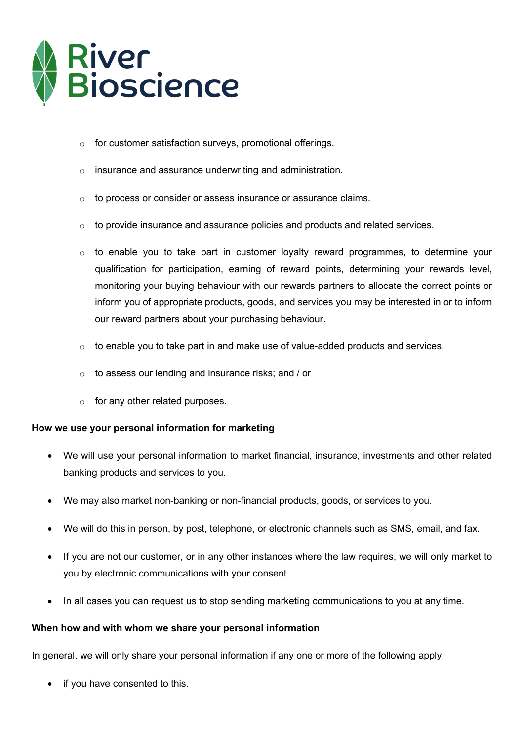- for customer satisfaction surveys, promotional offerings.
- insurance and assurance underwriting and administration.
- to process or consider or assess insurance or assurance claims.
- to provide insurance and assurance policies and products and related services.
- to enable you to take part in customer loyalty reward programmes, to determine your qualification for participation, earning of reward points, determining your rewards level, monitoring your buying behaviour with our rewards partners to allocate the correct points or inform you of appropriate products, goods, and services you may be interested in or to inform our reward partners about your purchasing behaviour.
- to enable you to take part in and make use of value-added products and services.
- to assess our lending and insurance risks; and / or
- for any other related purposes.

**How we use your personal information for marketing**

- We will use your personal information to market financial, insurance, investments and other related banking products and services to you.
- We may also market non-banking or non-financial products, goods, or services to you.
- We will do this in person, by post, telephone, or electronic channels such as SMS, email, and fax.
- If you are not our customer, or in any other instances where the law requires, we will only market to you by electronic communications with your consent.
- In all cases you can request us to stop sending marketing communications to you at any time.

**When how and with whom we share your personal information**

In general, we will only share your personal information if any one or more of the following apply:

- if you have consented to this.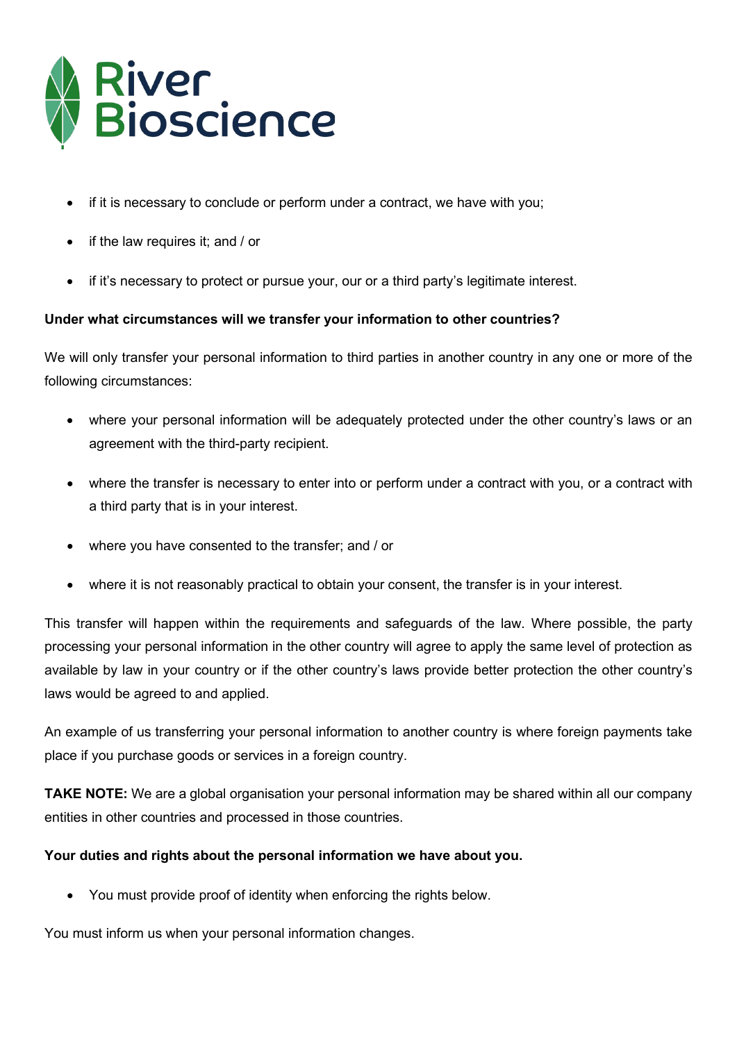- if it is necessary to conclude or perform under a contract, we have with you;
- if the law requires it; and / or
- if it's necessary to protect or pursue your, our or a third party's legitimate interest.

**Under what circumstances will we transfer your information to other countries?**

We will only transfer your personal information to third parties in another country in any one or more of the following circumstances:

- where your personal information will be adequately protected under the other country's laws or an agreement with the third-party recipient.
- where the transfer is necessary to enter into or perform under a contract with you, or a contract with a third party that is in your interest.
- where you have consented to the transfer; and / or
- where it is not reasonably practical to obtain your consent, the transfer is in your interest.

This transfer will happen within the requirements and safeguards of the law. Where possible, the party processing your personal information in the other country will agree to apply the same level of protection as available by law in your country or if the other country's laws provide better protection the other country's laws would be agreed to and applied.

An example of us transferring your personal information to another country is where foreign payments take place if you purchase goods or services in a foreign country.

**TAKE NOTE:** We are a global organisation your personal information may be shared within all our company entities in other countries and processed in those countries.

**Your duties and rights about the personal information we have about you.**

- You must provide proof of identity when enforcing the rights below.

You must inform us when your personal information changes.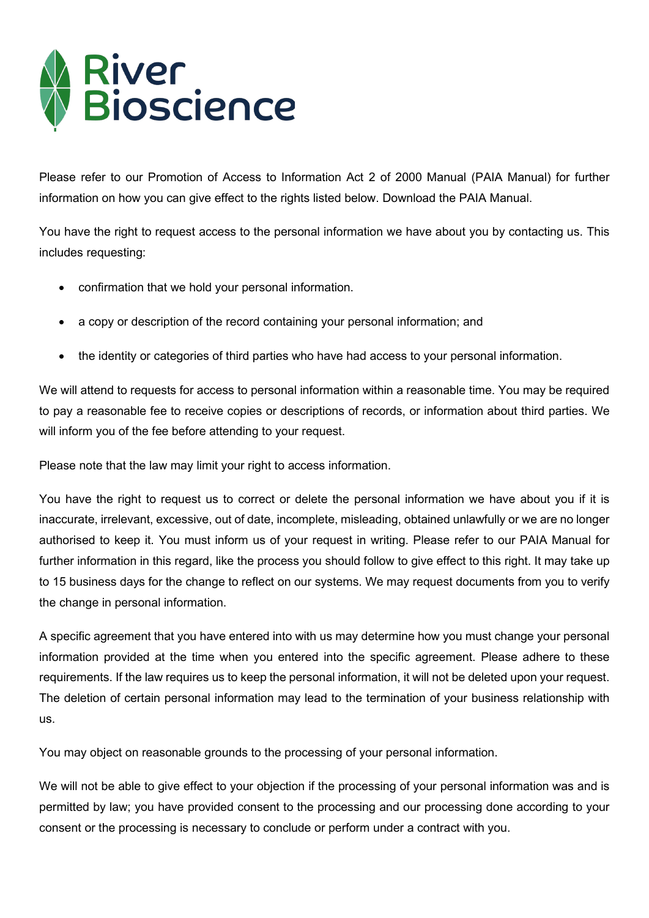Please refer to our Promotion of Access to Information Act 2 of 2000 Manual (PAIA Manual) for further information on how you can give effect to the rights listed below. Download the PAIA Manual.

You have the right to request access to the personal information we have about you by contacting us. This includes requesting:

- confirmation that we hold your personal information.
- a copy or description of the record containing your personal information; and
- the identity or categories of third parties who have had access to your personal information.

We will attend to requests for access to personal information within a reasonable time. You may be required to pay a reasonable fee to receive copies or descriptions of records, or information about third parties. We will inform you of the fee before attending to your request.

Please note that the law may limit your right to access information.

You have the right to request us to correct or delete the personal information we have about you if it is inaccurate, irrelevant, excessive, out of date, incomplete, misleading, obtained unlawfully or we are no longer authorised to keep it. You must inform us of your request in writing. Please refer to our PAIA Manual for further information in this regard, like the process you should follow to give effect to this right. It may take up to 15 business days for the change to reflect on our systems. We may request documents from you to verify the change in personal information.

A specific agreement that you have entered into with us may determine how you must change your personal information provided at the time when you entered into the specific agreement. Please adhere to these requirements. If the law requires us to keep the personal information, it will not be deleted upon your request. The deletion of certain personal information may lead to the termination of your business relationship with us.

You may object on reasonable grounds to the processing of your personal information.

We will not be able to give effect to your objection if the processing of your personal information was and is permitted by law; you have provided consent to the processing and our processing done according to your consent or the processing is necessary to conclude or perform under a contract with you.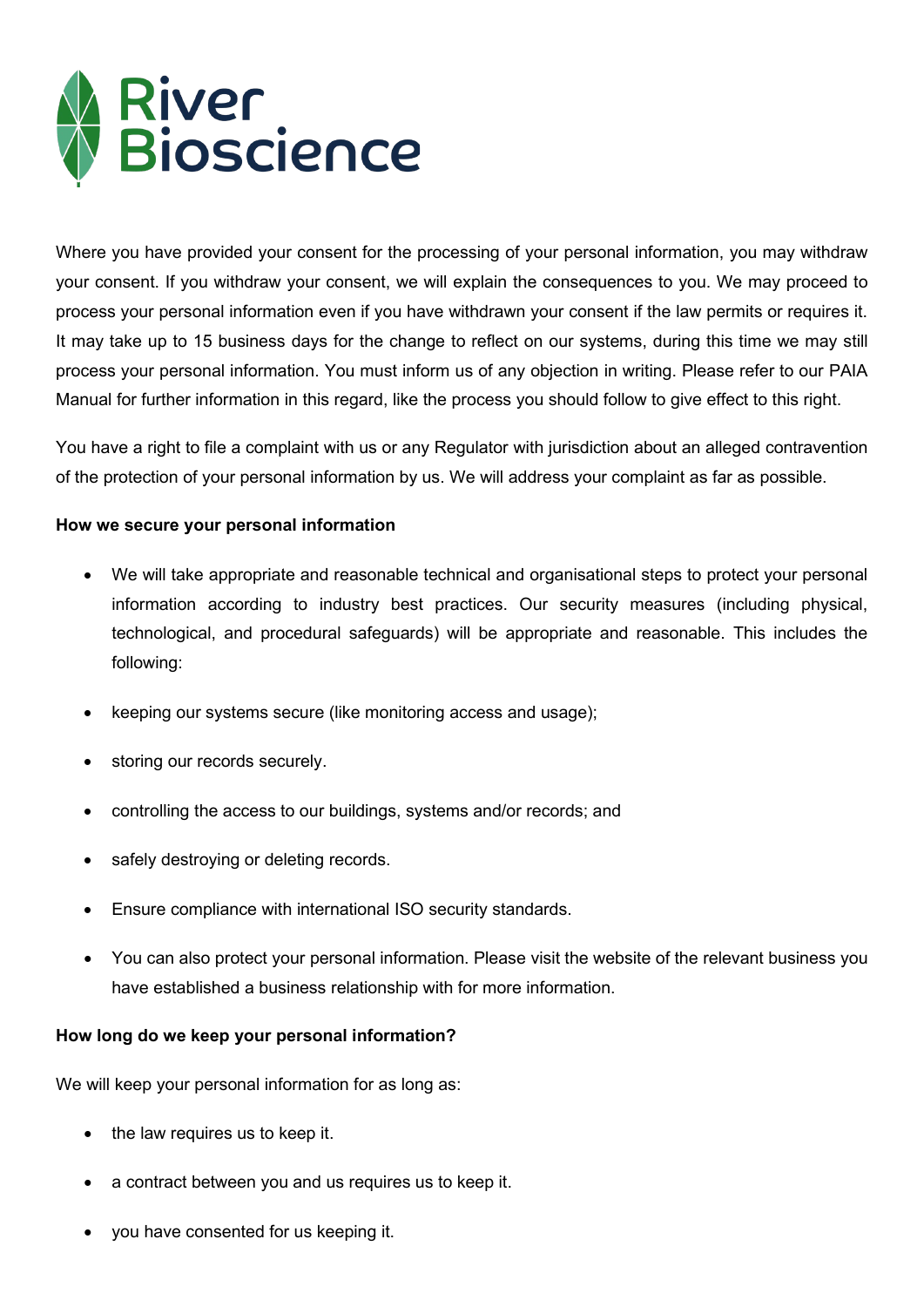Where you have provided your consent for the processing of your personal information, you may withdraw your consent. If you withdraw your consent, we will explain the consequences to you. We may proceed to process your personal information even if you have withdrawn your consent if the law permits or requires it. It may take up to 15 business days for the change to reflect on our systems, during this time we may still process your personal information. You must inform us of any objection in writing. Please refer to our PAIA Manual for further information in this regard, like the process you should follow to give effect to this right.

You have a right to file a complaint with us or any Regulator with jurisdiction about an alleged contravention of the protection of your personal information by us. We will address your complaint as far as possible.

**How we secure your personal information**

- We will take appropriate and reasonable technical and organisational steps to protect your personal information according to industry best practices. Our security measures (including physical, technological, and procedural safeguards) will be appropriate and reasonable. This includes the following:
- keeping our systems secure (like monitoring access and usage);
- storing our records securely.
- controlling the access to our buildings, systems and/or records; and
- safely destroying or deleting records.
- Ensure compliance with international ISO security standards.
- You can also protect your personal information. Please visit the website of the relevant business you have established a business relationship with for more information.

**How long do we keep your personal information?**

We will keep your personal information for as long as:

- the law requires us to keep it.
- a contract between you and us requires us to keep it.
- you have consented for us keeping it.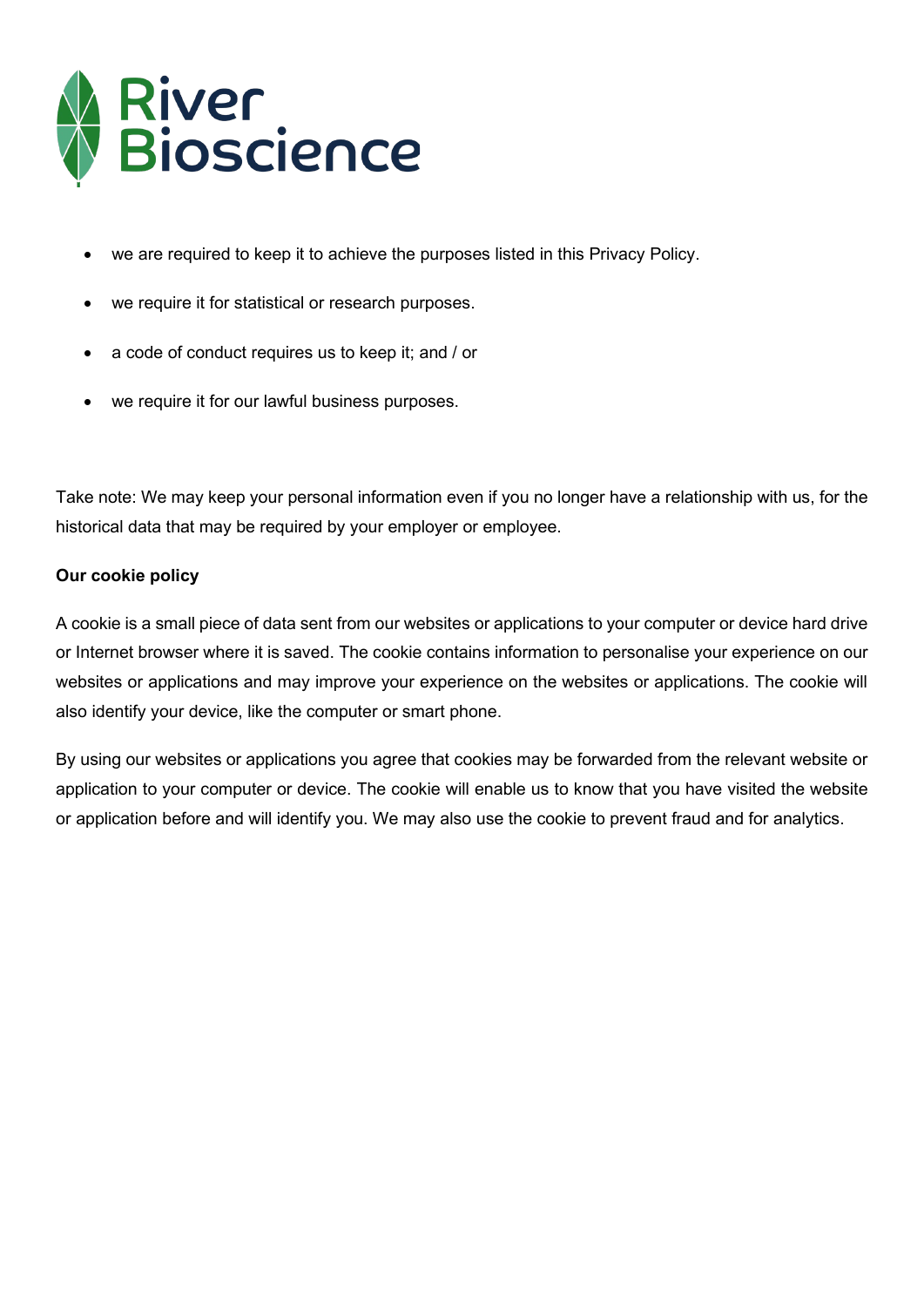- we are required to keep it to achieve the purposes listed in this Privacy Policy.
- we require it for statistical or research purposes.
- a code of conduct requires us to keep it; and / or
- we require it for our lawful business purposes.

Take note: We may keep your personal information even if you no longer have a relationship with us, for the historical data that may be required by your employer or employee.

**Our cookie policy**

A cookie is a small piece of data sent from our websites or applications to your computer or device hard drive or Internet browser where it is saved. The cookie contains information to personalise your experience on our websites or applications and may improve your experience on the websites or applications. The cookie will also identify your device, like the computer or smart phone.

By using our websites or applications you agree that cookies may be forwarded from the relevant website or application to your computer or device. The cookie will enable us to know that you have visited the website or application before and will identify you. We may also use the cookie to prevent fraud and for analytics.